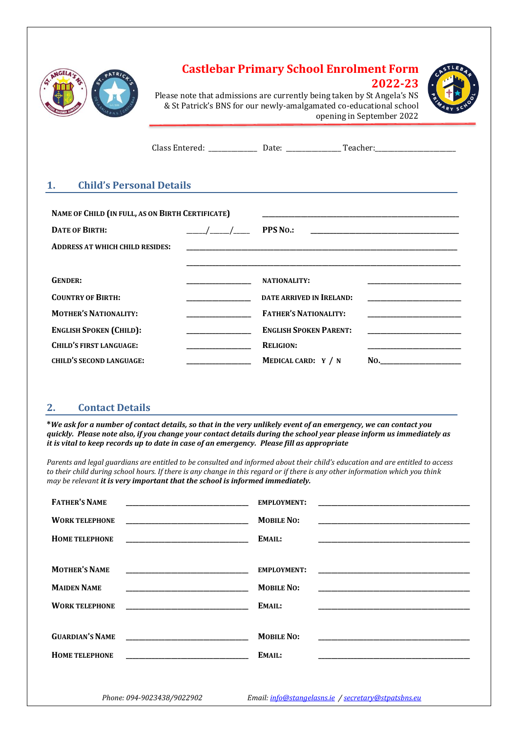# Castlebar Primary School Enrolment Form 2022-23

Please note that admissions are currently being taken by St Angela's NS & St Patrick's BNS for our newly-amalgamated co-educational school opening in September 2022

Class Entered: ____________ Date: ______________ Teacher:_____________________

## 1. Child's Personal Details

NAME OF CHILD (IN FULL, AS ON BIRTH CERTIFICATE) ___________________________________________________

| | | | |
|---|---|---|---|
| DATE OF BIRTH: | ____/____/____ | PPS NO.: | ______________________________________ |
| ADDRESS AT WHICH CHILD RESIDES: | ______________________________________ | | |
| | ______________________________________ | | |
| GENDER: | ________________ | NATIONALITY: | ________________________ |
| COUNTRY OF BIRTH: | ________________ | DATE ARRIVED IN IRELAND: | ________________________ |
| MOTHER'S NATIONALITY: | ________________ | FATHER'S NATIONALITY: | ________________________ |
| ENGLISH SPOKEN (CHILD): | ________________ | ENGLISH SPOKEN PARENT: | ________________________ |
| CHILD'S FIRST LANGUAGE: | ________________ | RELIGION: | ________________________ |
| CHILD'S SECOND LANGUAGE: | ________________ | MEDICAL CARD: Y / N | NO.____________________ |

## 2. Contact Details

***We ask for a number of contact details, so that in the very unlikely event of an emergency, we can contact you quickly. Please note also, if you change your contact details during the school year please inform us immediately as it is vital to keep records up to date in case of an emergency. Please fill as appropriate***

*Parents and legal guardians are entitled to be consulted and informed about their child's education and are entitled to access to their child during school hours. If there is any change in this regard or if there is any other information which you think may be relevant* ***it is very important that the school is informed immediately.***

| | | | |
|---|---|---|---|
| FATHER'S NAME | ______________________________ | EMPLOYMENT: | ______________________________________ |
| WORK TELEPHONE | ______________________________ | MOBILE NO: | ______________________________________ |
| HOME TELEPHONE | ______________________________ | EMAIL: | ______________________________________ |
| MOTHER'S NAME | ______________________________ | EMPLOYMENT: | ______________________________________ |
| MAIDEN NAME | ______________________________ | MOBILE NO: | ______________________________________ |
| WORK TELEPHONE | ______________________________ | EMAIL: | ______________________________________ |
| GUARDIAN'S NAME | ______________________________ | MOBILE NO: | ______________________________________ |
| HOME TELEPHONE | ______________________________ | EMAIL: | ______________________________________ |

*Phone: 094-9023438/9022902* *Email: info@stangelasns.ie / secretary@stpatsbns.eu*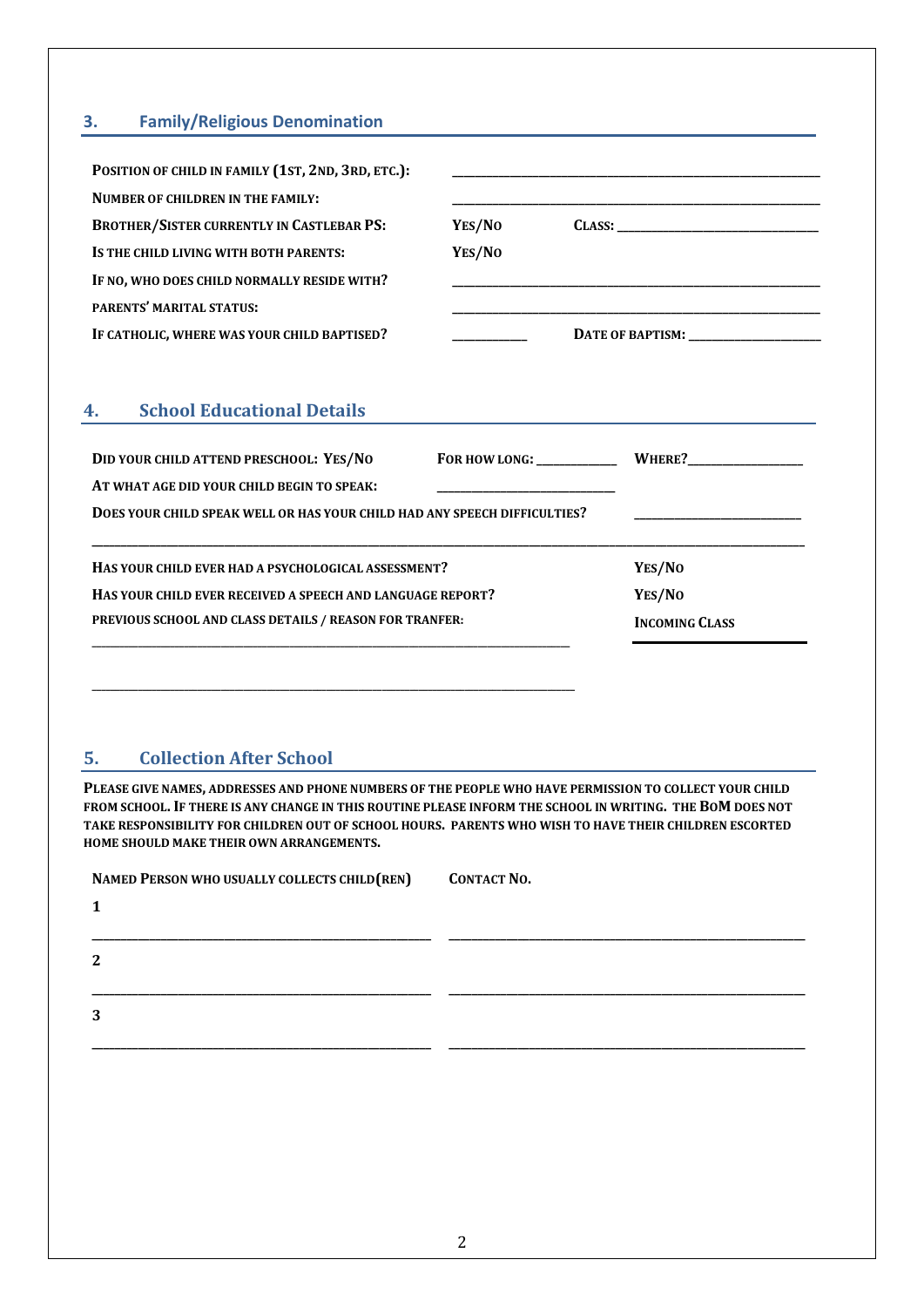## 3. Family/Religious Denomination

POSITION OF CHILD IN FAMILY (1ST, 2ND, 3RD, ETC.): ______________________________

NUMBER OF CHILDREN IN THE FAMILY: ______________________________

BROTHER/SISTER CURRENTLY IN CASTLEBAR PS: YES/NO CLASS: ____________________

IS THE CHILD LIVING WITH BOTH PARENTS: YES/NO

IF NO, WHO DOES CHILD NORMALLY RESIDE WITH? ______________________________

PARENTS' MARITAL STATUS: ______________________________

IF CATHOLIC, WHERE WAS YOUR CHILD BAPTISED? __________ DATE OF BAPTISM: ______________

## 4. School Educational Details

DID YOUR CHILD ATTEND PRESCHOOL: YES/NO FOR HOW LONG: __________ WHERE?______________

AT WHAT AGE DID YOUR CHILD BEGIN TO SPEAK: ____________________

DOES YOUR CHILD SPEAK WELL OR HAS YOUR CHILD HAD ANY SPEECH DIFFICULTIES? ____________________

______________________________________________________________________________

HAS YOUR CHILD EVER HAD A PSYCHOLOGICAL ASSESSMENT? YES/NO

HAS YOUR CHILD EVER RECEIVED A SPEECH AND LANGUAGE REPORT? YES/NO

PREVIOUS SCHOOL AND CLASS DETAILS / REASON FOR TRANFER: INCOMING CLASS

______________________________________________________________ ____________

______________________________________________________________

## 5. Collection After School

**PLEASE GIVE NAMES, ADDRESSES AND PHONE NUMBERS OF THE PEOPLE WHO HAVE PERMISSION TO COLLECT YOUR CHILD FROM SCHOOL. IF THERE IS ANY CHANGE IN THIS ROUTINE PLEASE INFORM THE SCHOOL IN WRITING. THE BOM DOES NOT TAKE RESPONSIBILITY FOR CHILDREN OUT OF SCHOOL HOURS. PARENTS WHO WISH TO HAVE THEIR CHILDREN ESCORTED HOME SHOULD MAKE THEIR OWN ARRANGEMENTS.**

| NAMED PERSON WHO USUALLY COLLECTS CHILD(REN) | CONTACT NO. |
|---|---|
| 1 ______________________________ | ______________________________ |
| 2 ______________________________ | ______________________________ |
| 3 ______________________________ | ______________________________ |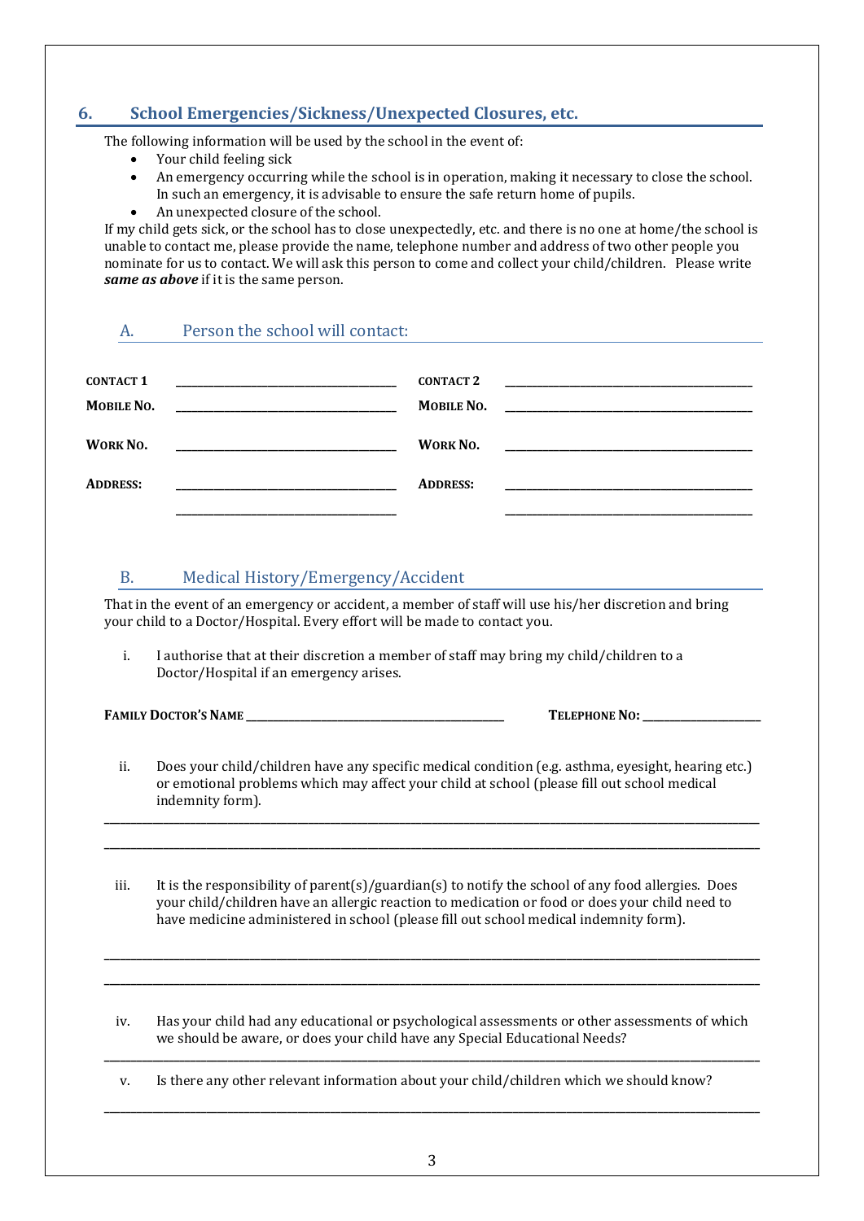## 6. School Emergencies/Sickness/Unexpected Closures, etc.

The following information will be used by the school in the event of:

- Your child feeling sick
- An emergency occurring while the school is in operation, making it necessary to close the school. In such an emergency, it is advisable to ensure the safe return home of pupils.
- An unexpected closure of the school.

If my child gets sick, or the school has to close unexpectedly, etc. and there is no one at home/the school is unable to contact me, please provide the name, telephone number and address of two other people you nominate for us to contact. We will ask this person to come and collect your child/children. Please write ***same as above*** if it is the same person.

### A. Person the school will contact:

| | | | |
|---|---|---|---|
| **CONTACT 1** | ____________________ | **CONTACT 2** | ____________________ |
| **MOBILE NO.** | ____________________ | **MOBILE NO.** | ____________________ |
| **WORK NO.** | ____________________ | **WORK NO.** | ____________________ |
| **ADDRESS:** | ____________________ | **ADDRESS:** | ____________________ |
| | ____________________ | | ____________________ |

### B. Medical History/Emergency/Accident

That in the event of an emergency or accident, a member of staff will use his/her discretion and bring your child to a Doctor/Hospital. Every effort will be made to contact you.

i. I authorise that at their discretion a member of staff may bring my child/children to a Doctor/Hospital if an emergency arises.

**FAMILY DOCTOR'S NAME** ______________________________ **TELEPHONE NO:** ______________

ii. Does your child/children have any specific medical condition (e.g. asthma, eyesight, hearing etc.) or emotional problems which may affect your child at school (please fill out school medical indemnity form).

________________________________________________________________

________________________________________________________________

iii. It is the responsibility of parent(s)/guardian(s) to notify the school of any food allergies. Does your child/children have an allergic reaction to medication or food or does your child need to have medicine administered in school (please fill out school medical indemnity form).

________________________________________________________________

________________________________________________________________

iv. Has your child had any educational or psychological assessments or other assessments of which we should be aware, or does your child have any Special Educational Needs?

________________________________________________________________

v. Is there any other relevant information about your child/children which we should know?

________________________________________________________________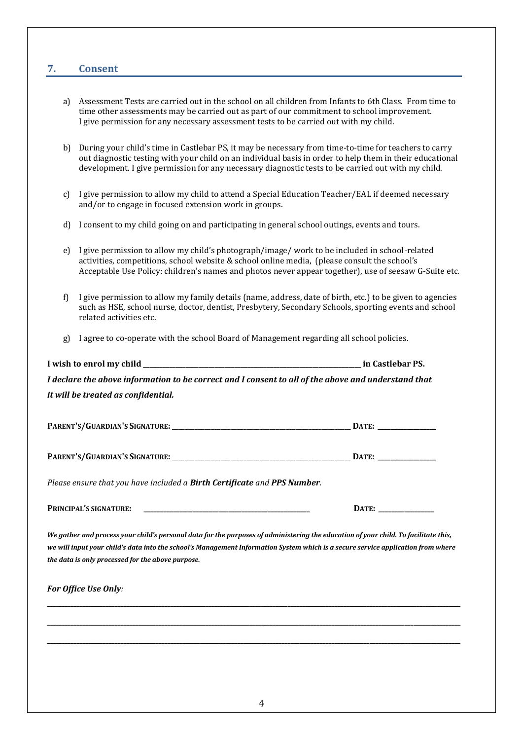## 7. Consent

a) Assessment Tests are carried out in the school on all children from Infants to 6th Class. From time to time other assessments may be carried out as part of our commitment to school improvement. I give permission for any necessary assessment tests to be carried out with my child.

b) During your child's time in Castlebar PS, it may be necessary from time-to-time for teachers to carry out diagnostic testing with your child on an individual basis in order to help them in their educational development. I give permission for any necessary diagnostic tests to be carried out with my child.

c) I give permission to allow my child to attend a Special Education Teacher/EAL if deemed necessary and/or to engage in focused extension work in groups.

d) I consent to my child going on and participating in general school outings, events and tours.

e) I give permission to allow my child's photograph/image/ work to be included in school-related activities, competitions, school website & school online media, (please consult the school's Acceptable Use Policy: children's names and photos never appear together), use of seesaw G-Suite etc.

f) I give permission to allow my family details (name, address, date of birth, etc.) to be given to agencies such as HSE, school nurse, doctor, dentist, Presbytery, Secondary Schools, sporting events and school related activities etc.

g) I agree to co-operate with the school Board of Management regarding all school policies.

**I wish to enrol my child \_\_\_\_\_\_\_\_\_\_\_\_\_\_\_\_\_\_\_\_\_\_\_\_\_\_\_\_\_\_\_\_\_\_\_\_\_\_\_\_ in Castlebar PS.**

***I declare the above information to be correct and I consent to all of the above and understand that it will be treated as confidential.***

**PARENT'S/GUARDIAN'S SIGNATURE:** \_\_\_\_\_\_\_\_\_\_\_\_\_\_\_\_\_\_\_\_\_\_\_\_\_\_\_\_\_\_\_\_ **DATE:** \_\_\_\_\_\_\_\_\_\_

**PARENT'S/GUARDIAN'S SIGNATURE:** \_\_\_\_\_\_\_\_\_\_\_\_\_\_\_\_\_\_\_\_\_\_\_\_\_\_\_\_\_\_\_\_ **DATE:** \_\_\_\_\_\_\_\_\_\_

*Please ensure that you have included a **Birth Certificate** and **PPS Number**.*

**PRINCIPAL'S SIGNATURE:** \_\_\_\_\_\_\_\_\_\_\_\_\_\_\_\_\_\_\_\_\_\_\_\_\_\_\_\_\_\_ **DATE:** \_\_\_\_\_\_\_\_\_\_

***We gather and process your child's personal data for the purposes of administering the education of your child. To facilitate this, we will input your child's data into the school's Management Information System which is a secure service application from where the data is only processed for the above purpose.***

***For Office Use Only**:*

\_\_\_\_\_\_\_\_\_\_\_\_\_\_\_\_\_\_\_\_\_\_\_\_\_\_\_\_\_\_\_\_\_\_\_\_\_\_\_\_\_\_\_\_\_\_\_\_\_\_\_\_\_\_\_\_\_\_\_\_\_\_\_\_\_\_\_\_

\_\_\_\_\_\_\_\_\_\_\_\_\_\_\_\_\_\_\_\_\_\_\_\_\_\_\_\_\_\_\_\_\_\_\_\_\_\_\_\_\_\_\_\_\_\_\_\_\_\_\_\_\_\_\_\_\_\_\_\_\_\_\_\_\_\_\_\_

\_\_\_\_\_\_\_\_\_\_\_\_\_\_\_\_\_\_\_\_\_\_\_\_\_\_\_\_\_\_\_\_\_\_\_\_\_\_\_\_\_\_\_\_\_\_\_\_\_\_\_\_\_\_\_\_\_\_\_\_\_\_\_\_\_\_\_\_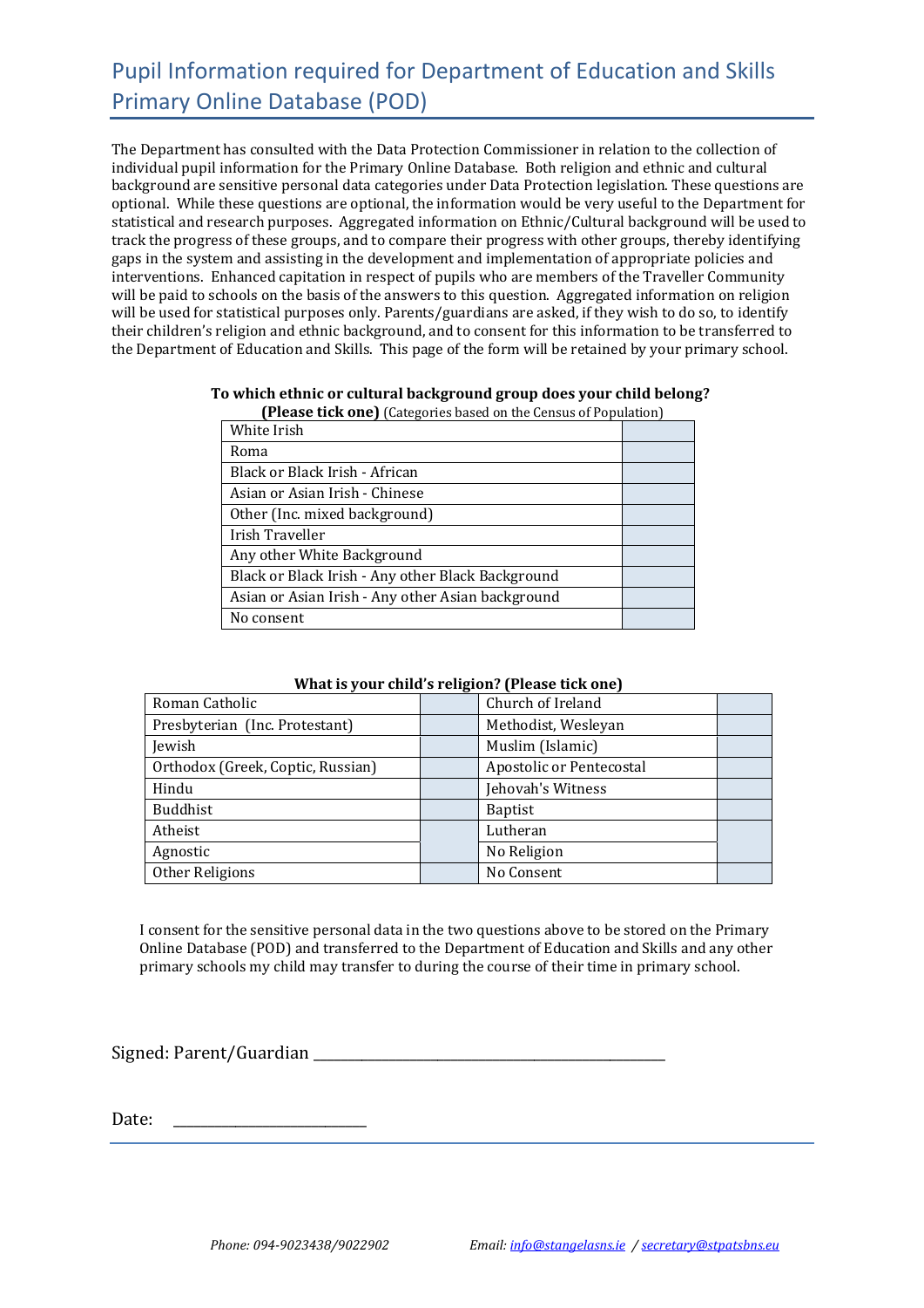# Pupil Information required for Department of Education and Skills Primary Online Database (POD)

The Department has consulted with the Data Protection Commissioner in relation to the collection of individual pupil information for the Primary Online Database. Both religion and ethnic and cultural background are sensitive personal data categories under Data Protection legislation. These questions are optional. While these questions are optional, the information would be very useful to the Department for statistical and research purposes. Aggregated information on Ethnic/Cultural background will be used to track the progress of these groups, and to compare their progress with other groups, thereby identifying gaps in the system and assisting in the development and implementation of appropriate policies and interventions. Enhanced capitation in respect of pupils who are members of the Traveller Community will be paid to schools on the basis of the answers to this question. Aggregated information on religion will be used for statistical purposes only. Parents/guardians are asked, if they wish to do so, to identify their children's religion and ethnic background, and to consent for this information to be transferred to the Department of Education and Skills. This page of the form will be retained by your primary school.

**To which ethnic or cultural background group does your child belong?**
**(Please tick one)** (Categories based on the Census of Population)

| | |
|---|---|
| White Irish | |
| Roma | |
| Black or Black Irish - African | |
| Asian or Asian Irish - Chinese | |
| Other (Inc. mixed background) | |
| Irish Traveller | |
| Any other White Background | |
| Black or Black Irish - Any other Black Background | |
| Asian or Asian Irish - Any other Asian background | |
| No consent | |

**What is your child's religion? (Please tick one)**

| | | | |
|---|---|---|---|
| Roman Catholic | | Church of Ireland | |
| Presbyterian (Inc. Protestant) | | Methodist, Wesleyan | |
| Jewish | | Muslim (Islamic) | |
| Orthodox (Greek, Coptic, Russian) | | Apostolic or Pentecostal | |
| Hindu | | Jehovah's Witness | |
| Buddhist | | Baptist | |
| Atheist | | Lutheran | |
| Agnostic | | No Religion | |
| Other Religions | | No Consent | |

I consent for the sensitive personal data in the two questions above to be stored on the Primary Online Database (POD) and transferred to the Department of Education and Skills and any other primary schools my child may transfer to during the course of their time in primary school.

Signed: Parent/Guardian ______________________________

Date: ____________________

*Phone: 094-9023438/9022902* *Email: info@stangelasns.ie / secretary@stpatsbns.eu*